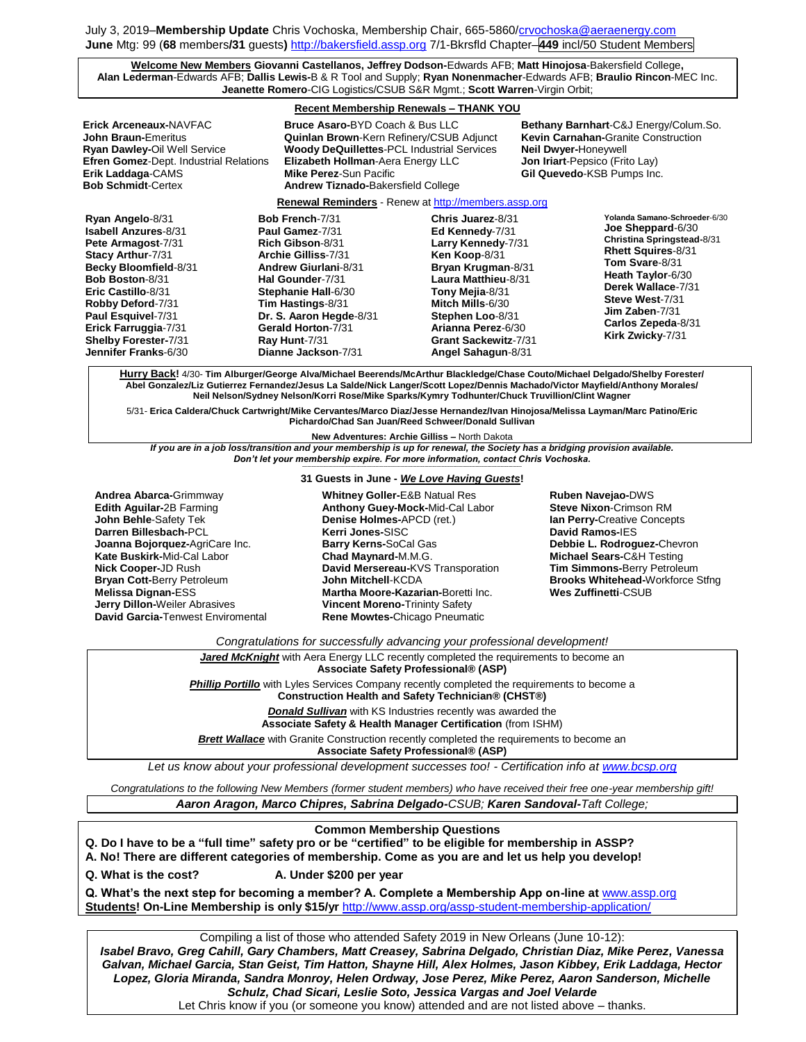July 3, 2019–**Membership Update** Chris Vochoska, Membership Chair, 665-5860/crvochoska@aeraenergy.com
**June** Mtg: 99 (**68** members**/31** guests**)** http://bakersfield.assp.org 7/1-Bkrsfld Chapter–**449** incl/50 Student Members

**Welcome New Members** **Giovanni Castellanos, Jeffrey Dodson**-Edwards AFB; **Matt Hinojosa**-Bakersfield College**,** **Alan Lederman**-Edwards AFB; **Dallis Lewis-**B & R Tool and Supply; **Ryan Nonenmacher**-Edwards AFB; **Braulio Rincon**-MEC Inc. **Jeanette Romero**-CIG Logistics/CSUB S&R Mgmt.; **Scott Warren**-Virgin Orbit;

**Recent Membership Renewals – THANK YOU**

**Erick Arceneaux-**NAVFAC
**John Braun-**Emeritus
**Ryan Dawley-**Oil Well Service
**Efren Gomez**-Dept. Industrial Relations
**Erik Laddaga**-CAMS
**Bob Schmidt**-Certex
**Bruce Asaro-**BYD Coach & Bus LLC
**Quinlan Brown**-Kern Refinery/CSUB Adjunct
**Woody DeQuillettes**-PCL Industrial Services
**Elizabeth Hollman**-Aera Energy LLC
**Mike Perez**-Sun Pacific
**Andrew Tiznado-**Bakersfield College
**Bethany Barnhart**-C&J Energy/Colum.So.
**Kevin Carnahan-**Granite Construction
**Neil Dwyer-**Honeywell
**Jon Iriart**-Pepsico (Frito Lay)
**Gil Quevedo**-KSB Pumps Inc.

**Renewal Reminders** - Renew at http://members.assp.org

**Ryan Angelo**-8/31
**Isabell Anzures**-8/31
**Pete Armagost**-7/31
**Stacy Arthur**-7/31
**Becky Bloomfield**-8/31
**Bob Boston**-8/31
**Eric Castillo**-8/31
**Robby Deford**-7/31
**Paul Esquivel**-7/31
**Erick Farruggia**-7/31
**Shelby Forester**-7/31
**Jennifer Franks**-6/30
**Bob French**-7/31
**Paul Gamez**-7/31
**Rich Gibson**-8/31
**Archie Gilliss**-7/31
**Andrew Giurlani**-8/31
**Hal Gounder**-7/31
**Stephanie Hall**-6/30
**Tim Hastings**-8/31
**Dr. S. Aaron Hegde**-8/31
**Gerald Horton**-7/31
**Ray Hunt**-7/31
**Dianne Jackson**-7/31
**Chris Juarez**-8/31
**Ed Kennedy**-7/31
**Larry Kennedy**-7/31
**Ken Koop**-8/31
**Bryan Krugman**-8/31
**Laura Matthieu**-8/31
**Tony Mejia**-8/31
**Mitch Mills**-6/30
**Stephen Loo**-8/31
**Arianna Perez**-6/30
**Grant Sackewitz**-7/31
**Angel Sahagun**-8/31
**Yolanda Samano-Schroeder**-6/30
**Joe Sheppard**-6/30
**Christina Springstead**-8/31
**Rhett Squires**-8/31
**Tom Svare**-8/31
**Heath Taylor**-6/30
**Derek Wallace**-7/31
**Steve West**-7/31
**Jim Zaben**-7/31
**Carlos Zepeda**-8/31
**Kirk Zwicky**-7/31

**Hurry Back!** 4/30- **Tim Alburger/George Alva/Michael Beerends/McArthur Blackledge/Chase Couto/Michael Delgado/Shelby Forester/ Abel Gonzalez/Liz Gutierrez Fernandez/Jesus La Salde/Nick Langer/Scott Lopez/Dennis Machado/Victor Mayfield/Anthony Morales/ Neil Nelson/Sydney Nelson/Korri Rose/Mike Sparks/Kymry Todhunter/Chuck Truvillion/Clint Wagner**

5/31- **Erica Caldera/Chuck Cartwright/Mike Cervantes/Marco Diaz/Jesse Hernandez/Ivan Hinojosa/Melissa Layman/Marc Patino/Eric Pichardo/Chad San Juan/Reed Schweer/Donald Sullivan**

**New Adventures: Archie Gilliss –** North Dakota

***If you are in a job loss/transition and your membership is up for renewal, the Society has a bridging provision available. Don't let your membership expire. For more information, contact Chris Vochoska.***

**31 Guests in June -** ***We Love Having Guests*****!**

**Andrea Abarca-**Grimmway
**Edith Aguilar-**2B Farming
**John Behle**-Safety Tek
**Darren Billesbach-**PCL
**Joanna Bojorquez-**AgriCare Inc.
**Kate Buskirk-**Mid-Cal Labor
**Nick Cooper-**JD Rush
**Bryan Cott-**Berry Petroleum
**Melissa Dignan-**ESS
**Jerry Dillon-**Weiler Abrasives
**David Garcia-**Tenwest Enviromental
**Whitney Goller-**E&B Natural Res
**Anthony Guey-Mock-**Mid-Cal Labor
**Denise Holmes-**APCD (ret.)
**Kerri Jones-**SISC
**Barry Kerns-**SoCal Gas
**Chad Maynard-**M.M.G.
**David Mersereau-**KVS Transporation
**John Mitchell**-KCDA
**Martha Moore-Kazarian-**Boretti Inc.
**Vincent Moreno-**Trininty Safety
**Rene Mowtes-**Chicago Pneumatic
**Ruben Navejao-**DWS
**Steve Nixon**-Crimson RM
**Ian Perry-**Creative Concepts
**David Ramos-**IES
**Debbie L. Rodroguez-**Chevron
**Michael Sears-**C&H Testing
**Tim Simmons-**Berry Petroleum
**Brooks Whitehead-**Workforce Stfng
**Wes Zuffinetti**-CSUB

*Congratulations for successfully advancing your professional development!*

***Jared McKnight*** with Aera Energy LLC recently completed the requirements to become an **Associate Safety Professional® (ASP)**

***Phillip Portillo*** with Lyles Services Company recently completed the requirements to become a **Construction Health and Safety Technician® (CHST®)**

***Donald Sullivan*** with KS Industries recently was awarded the **Associate Safety & Health Manager Certification** (from ISHM)

***Brett Wallace*** with Granite Construction recently completed the requirements to become an **Associate Safety Professional® (ASP)**

*Let us know about your professional development successes too! - Certification info at www.bcsp.org*

*Congratulations to the following New Members (former student members) who have received their free one-year membership gift!*

***Aaron Aragon, Marco Chipres, Sabrina Delgado-****CSUB;* ***Karen Sandoval-****Taft College;*

**Common Membership Questions**

**Q. Do I have to be a "full time" safety pro or be "certified" to be eligible for membership in ASSP?**
**A. No! There are different categories of membership. Come as you are and let us help you develop!**

**Q. What is the cost?** **A. Under $200 per year**

**Q. What's the next step for becoming a member? A. Complete a Membership App on-line at** www.assp.org
**Students! On-Line Membership is only $15/yr** http://www.assp.org/assp-student-membership-application/

Compiling a list of those who attended Safety 2019 in New Orleans (June 10-12):
***Isabel Bravo, Greg Cahill, Gary Chambers, Matt Creasey, Sabrina Delgado, Christian Diaz, Mike Perez, Vanessa Galvan, Michael Garcia, Stan Geist, Tim Hatton, Shayne Hill, Alex Holmes, Jason Kibbey, Erik Laddaga, Hector Lopez, Gloria Miranda, Sandra Monroy, Helen Ordway, Jose Perez, Mike Perez, Aaron Sanderson, Michelle Schulz, Chad Sicari, Leslie Soto, Jessica Vargas and Joel Velarde***
Let Chris know if you (or someone you know) attended and are not listed above – thanks.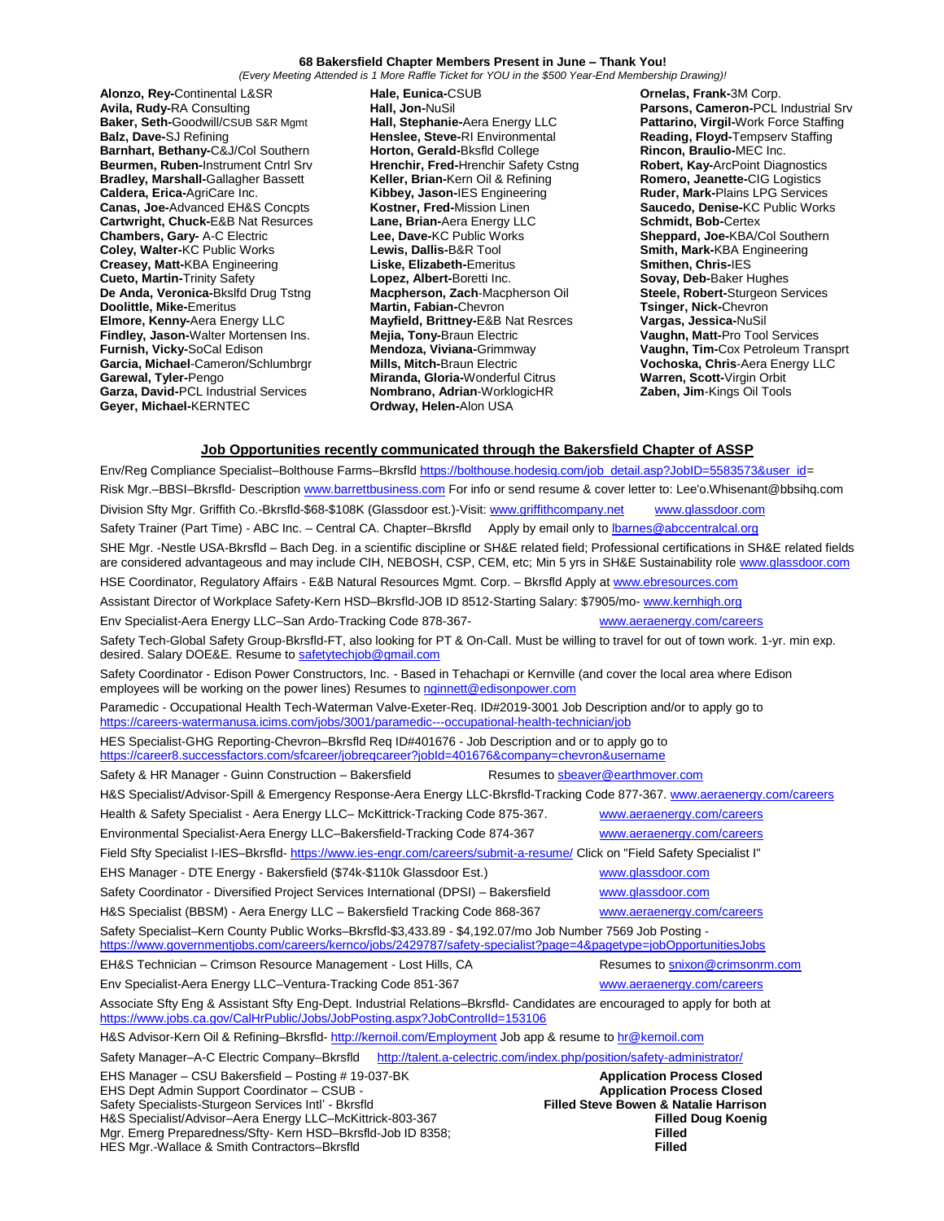**68 Bakersfield Chapter Members Present in June – Thank You!**

*(Every Meeting Attended is 1 More Raffle Ticket for YOU in the $500 Year-End Membership Drawing)!*

**Alonzo, Rey-**Continental L&SR
**Avila, Rudy-**RA Consulting
**Baker, Seth-**Goodwill/CSUB S&R Mgmt
**Balz, Dave-**SJ Refining
**Barnhart, Bethany-**C&J/Col Southern
**Beurmen, Ruben-**Instrument Cntrl Srv
**Bradley, Marshall-**Gallagher Bassett
**Caldera, Erica-**AgriCare Inc.
**Canas, Joe-**Advanced EH&S Concpts
**Cartwright, Chuck-**E&B Nat Resurces
**Chambers, Gary-** A-C Electric
**Coley, Walter-**KC Public Works
**Creasey, Matt-**KBA Engineering
**Cueto, Martin-**Trinity Safety
**De Anda, Veronica-**Bkslfd Drug Tstng
**Doolittle, Mike-**Emeritus
**Elmore, Kenny-**Aera Energy LLC
**Findley, Jason-**Walter Mortensen Ins.
**Furnish, Vicky-**SoCal Edison
**Garcia, Michael**-Cameron/Schlumbrgr
**Garewal, Tyler-**Pengo
**Garza, David-**PCL Industrial Services
**Geyer, Michael-**KERNTEC
**Hale, Eunica-**CSUB
**Hall, Jon-**NuSil
**Hall, Stephanie-**Aera Energy LLC
**Henslee, Steve-**RI Environmental
**Horton, Gerald-**Bksfld College
**Hrenchir, Fred-**Hrenchir Safety Cstng
**Keller, Brian-**Kern Oil & Refining
**Kibbey, Jason-**IES Engineering
**Kostner, Fred-**Mission Linen
**Lane, Brian-**Aera Energy LLC
**Lee, Dave-**KC Public Works
**Lewis, Dallis-**B&R Tool
**Liske, Elizabeth-**Emeritus
**Lopez, Albert-**Boretti Inc.
**Macpherson, Zach**-Macpherson Oil
**Martin, Fabian-**Chevron
**Mayfield, Brittney-**E&B Nat Resrces
**Mejia, Tony-**Braun Electric
**Mendoza, Viviana-**Grimmway
**Mills, Mitch-**Braun Electric
**Miranda, Gloria-**Wonderful Citrus
**Nombrano, Adrian**-WorklogicHR
**Ordway, Helen-**Alon USA
**Ornelas, Frank-**3M Corp.
**Parsons, Cameron-**PCL Industrial Srv
**Pattarino, Virgil-**Work Force Staffing
**Reading, Floyd-**Tempserv Staffing
**Rincon, Braulio-**MEC Inc.
**Robert, Kay-**ArcPoint Diagnostics
**Romero, Jeanette-**CIG Logistics
**Ruder, Mark-**Plains LPG Services
**Saucedo, Denise-**KC Public Works
**Schmidt, Bob-**Certex
**Sheppard, Joe-**KBA/Col Southern
**Smith, Mark-**KBA Engineering
**Smithen, Chris-**IES
**Sovay, Deb-**Baker Hughes
**Steele, Robert-**Sturgeon Services
**Tsinger, Nick-**Chevron
**Vargas, Jessica-**NuSil
**Vaughn, Matt-**Pro Tool Services
**Vaughn, Tim-**Cox Petroleum Transprt
**Vochoska, Chris**-Aera Energy LLC
**Warren, Scott-**Virgin Orbit
**Zaben, Jim**-Kings Oil Tools

## Job Opportunities recently communicated through the Bakersfield Chapter of ASSP

Env/Reg Compliance Specialist–Bolthouse Farms–Bkrsfld https://bolthouse.hodesiq.com/job_detail.asp?JobID=5583573&user_id=

Risk Mgr.–BBSI–Bkrsfld- Description www.barrettbusiness.com For info or send resume & cover letter to: Lee'o.Whisenant@bbsihq.com

Division Sfty Mgr. Griffith Co.-Bkrsfld-$68-$108K (Glassdoor est.)-Visit: www.griffithcompany.net www.glassdoor.com

Safety Trainer (Part Time) - ABC Inc. – Central CA. Chapter–Bkrsfld Apply by email only to lbarnes@abccentralcal.org

SHE Mgr. -Nestle USA-Bkrsfld – Bach Deg. in a scientific discipline or SH&E related field; Professional certifications in SH&E related fields are considered advantageous and may include CIH, NEBOSH, CSP, CEM, etc; Min 5 yrs in SH&E Sustainability role www.glassdoor.com

HSE Coordinator, Regulatory Affairs - E&B Natural Resources Mgmt. Corp. – Bkrsfld Apply at www.ebresources.com

Assistant Director of Workplace Safety-Kern HSD–Bkrsfld-JOB ID 8512-Starting Salary: $7905/mo- www.kernhigh.org

Env Specialist-Aera Energy LLC–San Ardo-Tracking Code 878-367- www.aeraenergy.com/careers

Safety Tech-Global Safety Group-Bkrsfld-FT, also looking for PT & On-Call. Must be willing to travel for out of town work. 1-yr. min exp. desired. Salary DOE&E. Resume to safetytechjob@gmail.com

Safety Coordinator - Edison Power Constructors, Inc. - Based in Tehachapi or Kernville (and cover the local area where Edison employees will be working on the power lines) Resumes to nginnett@edisonpower.com

Paramedic - Occupational Health Tech-Waterman Valve-Exeter-Req. ID#2019-3001 Job Description and/or to apply go to https://careers-watermanusa.icims.com/jobs/3001/paramedic---occupational-health-technician/job

HES Specialist-GHG Reporting-Chevron–Bkrsfld Req ID#401676 - Job Description and or to apply go to https://career8.successfactors.com/sfcareer/jobreqcareer?jobId=401676&company=chevron&username

Safety & HR Manager - Guinn Construction – Bakersfield Resumes to sbeaver@earthmover.com

H&S Specialist/Advisor-Spill & Emergency Response-Aera Energy LLC-Bkrsfld-Tracking Code 877-367. www.aeraenergy.com/careers

Health & Safety Specialist - Aera Energy LLC– McKittrick-Tracking Code 875-367. www.aeraenergy.com/careers

Environmental Specialist-Aera Energy LLC–Bakersfield-Tracking Code 874-367 www.aeraenergy.com/careers

Field Sfty Specialist I-IES–Bkrsfld- https://www.ies-engr.com/careers/submit-a-resume/ Click on "Field Safety Specialist I"

EHS Manager - DTE Energy - Bakersfield ($74k-$110k Glassdoor Est.) www.glassdoor.com

Safety Coordinator - Diversified Project Services International (DPSI) – Bakersfield www.glassdoor.com

H&S Specialist (BBSM) - Aera Energy LLC – Bakersfield Tracking Code 868-367 www.aeraenergy.com/careers

Safety Specialist–Kern County Public Works–Bkrsfld-$3,433.89 - $4,192.07/mo Job Number 7569 Job Posting - https://www.governmentjobs.com/careers/kernco/jobs/2429787/safety-specialist?page=4&pagetype=jobOpportunitiesJobs

EH&S Technician – Crimson Resource Management - Lost Hills, CA Resumes to snixon@crimsonrm.com

Env Specialist-Aera Energy LLC–Ventura-Tracking Code 851-367 www.aeraenergy.com/careers

Associate Sfty Eng & Assistant Sfty Eng-Dept. Industrial Relations–Bkrsfld- Candidates are encouraged to apply for both at https://www.jobs.ca.gov/CalHrPublic/Jobs/JobPosting.aspx?JobControlId=153106

H&S Advisor-Kern Oil & Refining–Bkrsfld- http://kernoil.com/Employment Job app & resume to hr@kernoil.com

Safety Manager–A-C Electric Company–Bkrsfld http://talent.a-celectric.com/index.php/position/safety-administrator/

EHS Manager – CSU Bakersfield – Posting # 19-037-BK **Application Process Closed**
EHS Dept Admin Support Coordinator – CSUB - **Application Process Closed**
Safety Specialists-Sturgeon Services Intl' - Bkrsfld **Filled Steve Bowen & Natalie Harrison**
H&S Specialist/Advisor–Aera Energy LLC–McKittrick-803-367 **Filled Doug Koenig**
Mgr. Emerg Preparedness/Sfty- Kern HSD–Bkrsfld-Job ID 8358; **Filled**
HES Mgr.-Wallace & Smith Contractors–Bkrsfld **Filled**